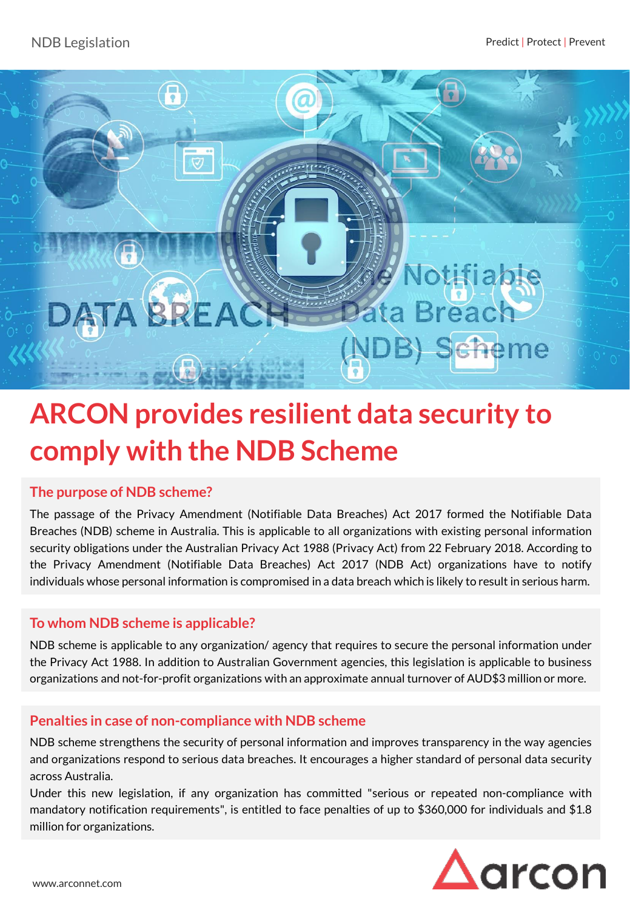# ARCON provides resilient data security to comply with the NDB Scheme

## The purpose of NDB scheme?

The passage of the Privacy Amendment (Notifiable Data Breaches) Act 2017 formed the Notifiable Data Breaches (NDB) scheme in Australia. This is applicable to all organizations with existing personal information security obligations under the Australian Privacy Act 1988 (Privacy Act) from 22 February 2018. According to the Privacy Amendment (Notifiable Data Breaches) Act 2017 (NDB Act) organizations have to notify individuals whose personal information is compromised in a data breach which is likely to result in serious harm.

## To whom NDB scheme is applicable?

NDB scheme is applicable to any organization/ agency that requires to secure the personal information under the Privacy Act 1988. In addition to Australian Government agencies, this legislation is applicable to business organizations and not-for-profit organizations with an approximate annual turnover of AUD$3 million or more.

## Penalties in case of non-compliance with NDB scheme

NDB scheme strengthens the security of personal information and improves transparency in the way agencies and organizations respond to serious data breaches. It encourages a higher standard of personal data security across Australia.

Under this new legislation, if any organization has committed "serious or repeated non-compliance with mandatory notification requirements", is entitled to face penalties of up to $360,000 for individuals and $1.8 million for organizations.

www.arconnet.com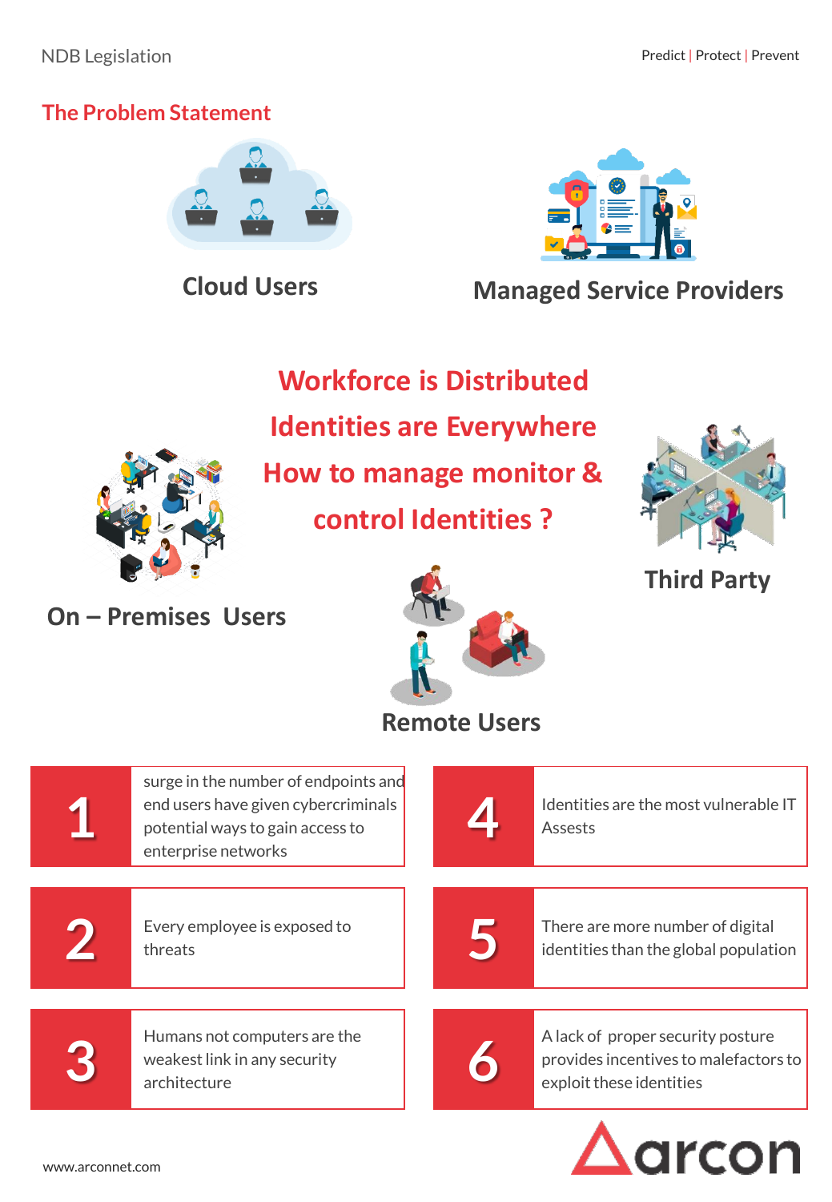## The Problem Statement

Cloud Users

Managed Service Providers

**Workforce is Distributed**

**Identities are Everywhere**

**How to manage monitor & control Identities ?**

On – Premises Users

Third Party

Remote Users

| | |
|---|---|
| 1 | surge in the number of endpoints and end users have given cybercriminals potential ways to gain access to enterprise networks |
| 2 | Every employee is exposed to threats |
| 3 | Humans not computers are the weakest link in any security architecture |
| 4 | Identities are the most vulnerable IT Assests |
| 5 | There are more number of digital identities than the global population |
| 6 | A lack of proper security posture provides incentives to malefactors to exploit these identities |

www.arconnet.com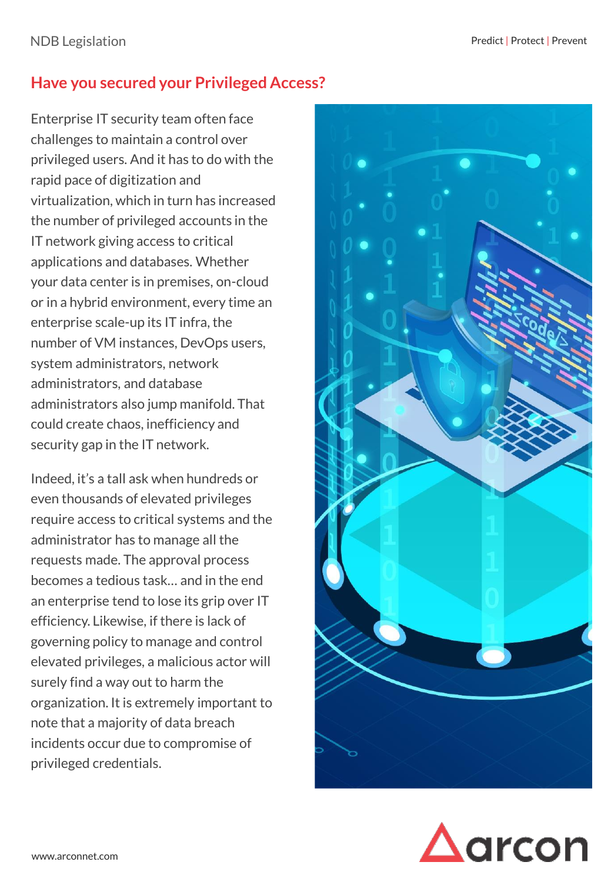## Have you secured your Privileged Access?

Enterprise IT security team often face challenges to maintain a control over privileged users. And it has to do with the rapid pace of digitization and virtualization, which in turn has increased the number of privileged accounts in the IT network giving access to critical applications and databases. Whether your data center is in premises, on-cloud or in a hybrid environment, every time an enterprise scale-up its IT infra, the number of VM instances, DevOps users, system administrators, network administrators, and database administrators also jump manifold. That could create chaos, inefficiency and security gap in the IT network.

Indeed, it's a tall ask when hundreds or even thousands of elevated privileges require access to critical systems and the administrator has to manage all the requests made. The approval process becomes a tedious task… and in the end an enterprise tend to lose its grip over IT efficiency. Likewise, if there is lack of governing policy to manage and control elevated privileges, a malicious actor will surely find a way out to harm the organization. It is extremely important to note that a majority of data breach incidents occur due to compromise of privileged credentials.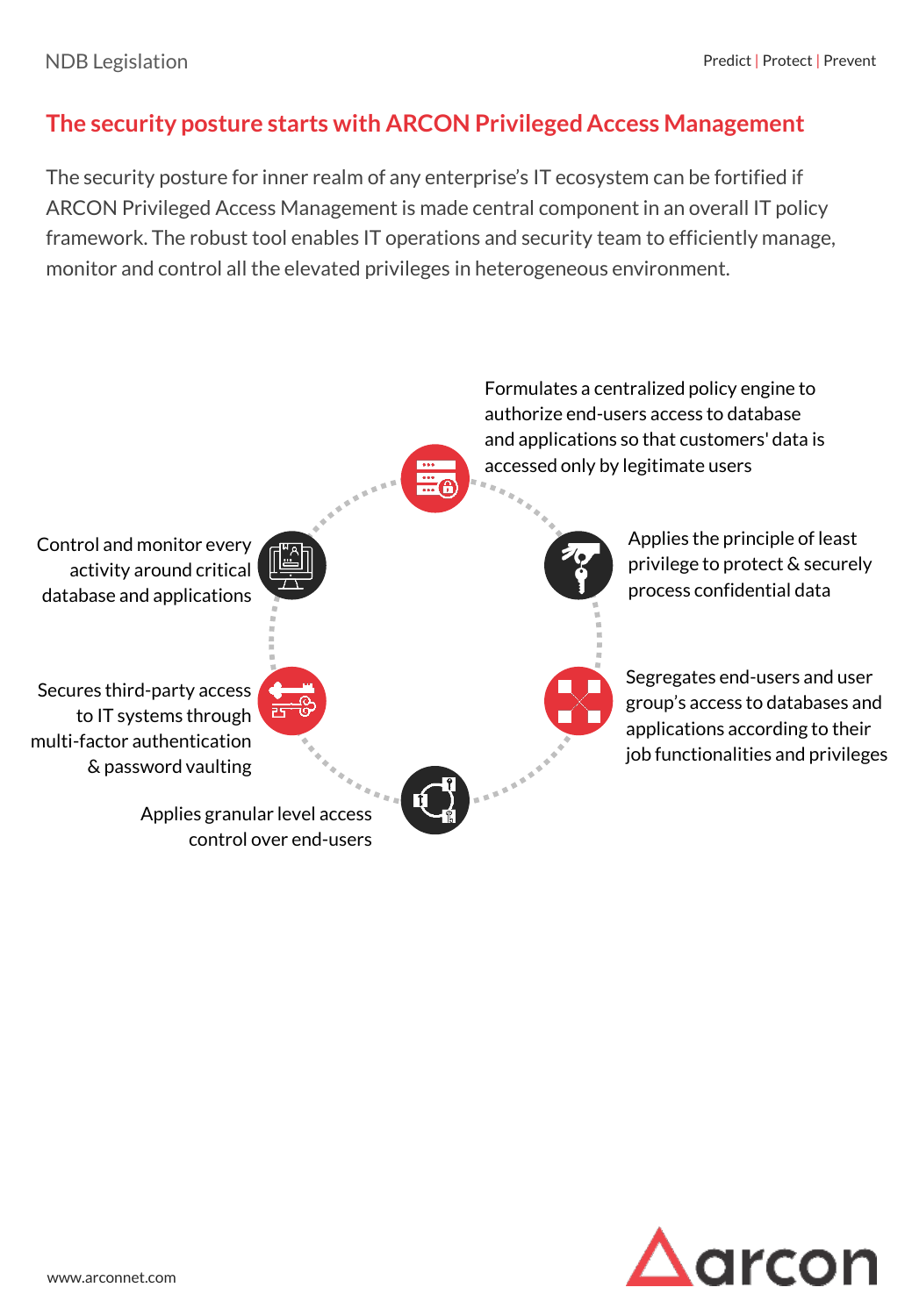## The security posture starts with ARCON Privileged Access Management

The security posture for inner realm of any enterprise's IT ecosystem can be fortified if ARCON Privileged Access Management is made central component in an overall IT policy framework. The robust tool enables IT operations and security team to efficiently manage, monitor and control all the elevated privileges in heterogeneous environment.

Formulates a centralized policy engine to authorize end-users access to database and applications so that customers' data is accessed only by legitimate users

Applies the principle of least privilege to protect & securely process confidential data

Segregates end-users and user group's access to databases and applications according to their job functionalities and privileges

Applies granular level access control over end-users

Secures third-party access to IT systems through multi-factor authentication & password vaulting

Control and monitor every activity around critical database and applications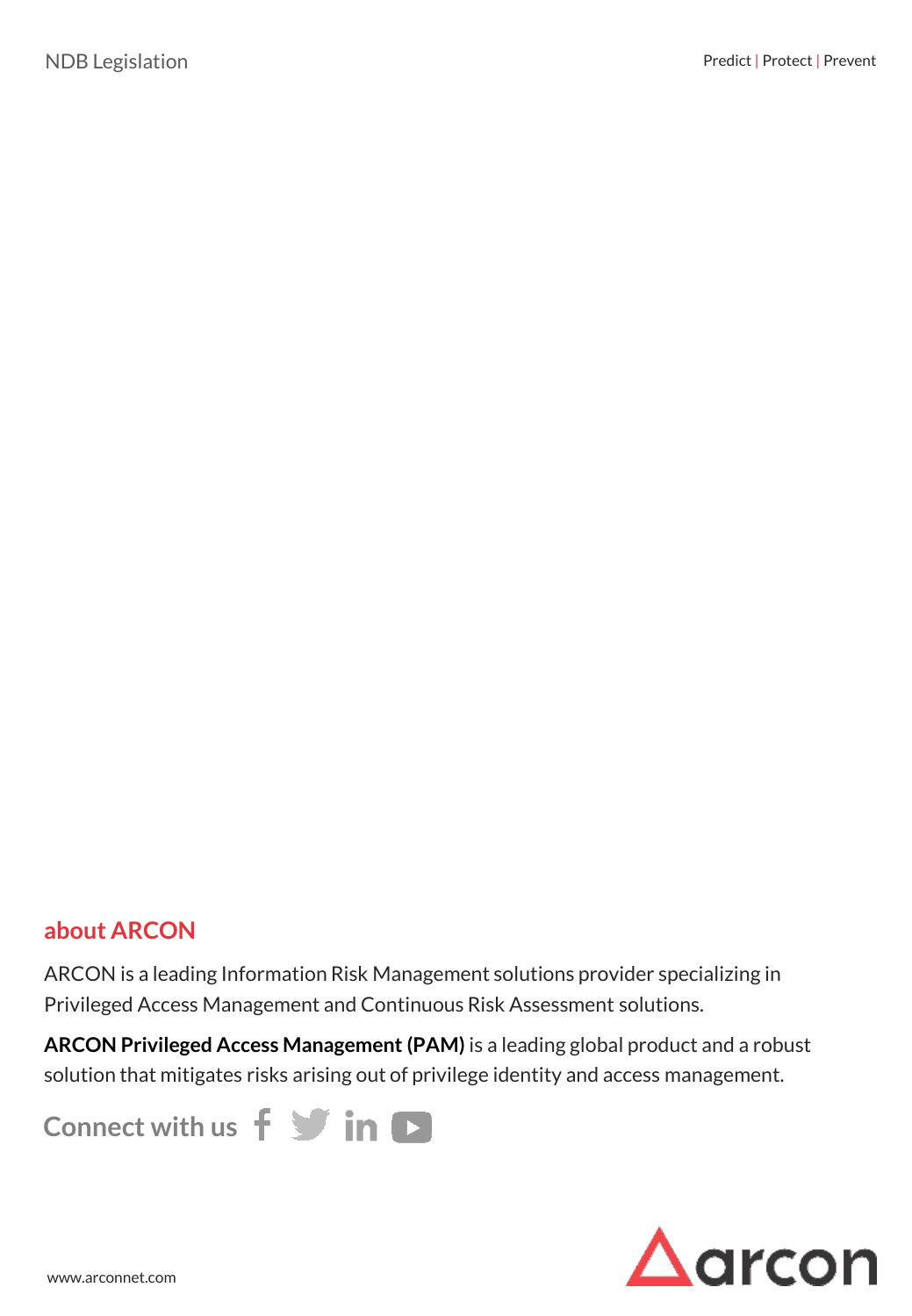## about ARCON

ARCON is a leading Information Risk Management solutions provider specializing in Privileged Access Management and Continuous Risk Assessment solutions.

**ARCON Privileged Access Management (PAM)** is a leading global product and a robust solution that mitigates risks arising out of privilege identity and access management.

Connect with us

www.arconnet.com